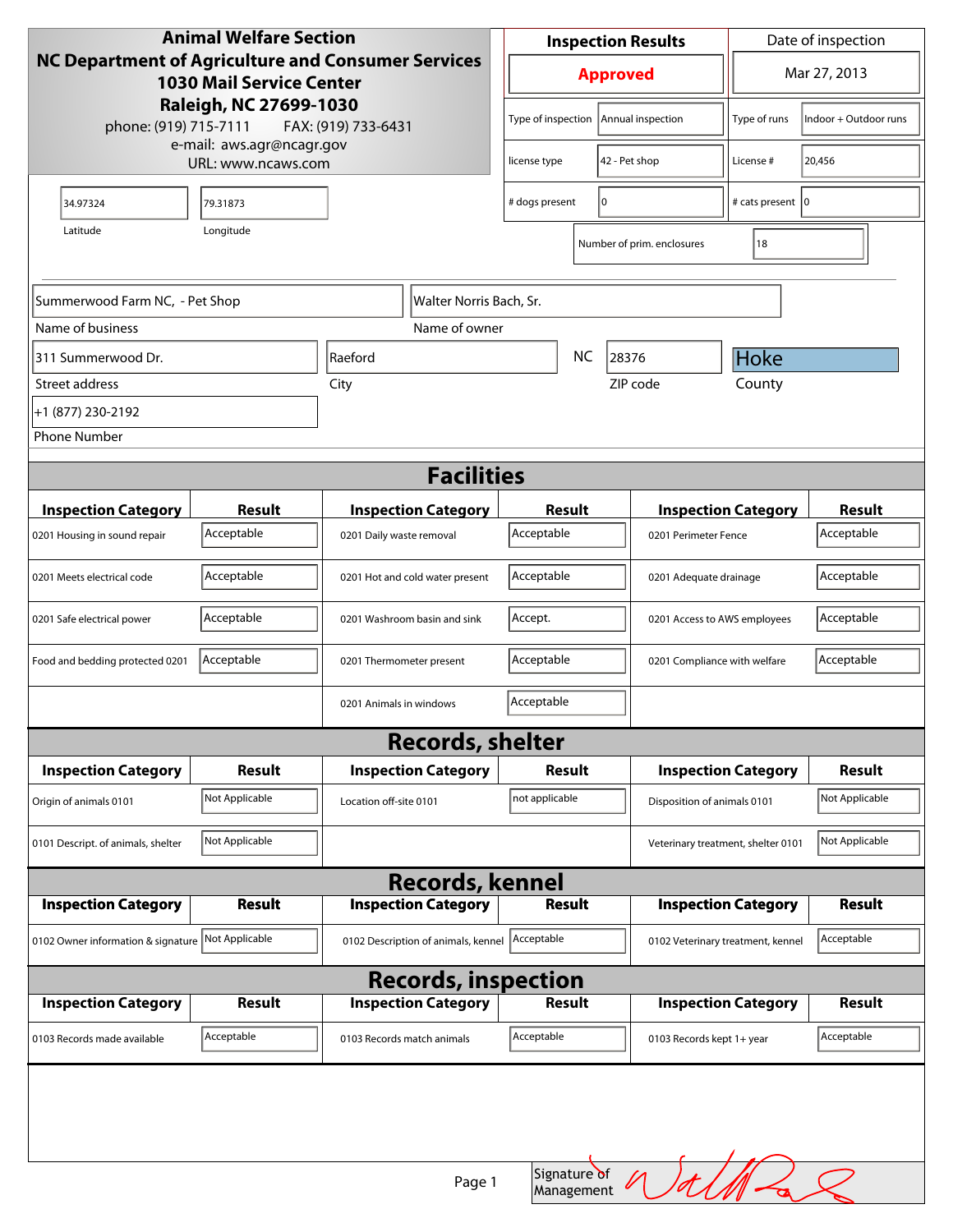**Animal Welfare Section**
**NC Department of Agriculture and Consumer Services**
**1030 Mail Service Center**
**Raleigh, NC 27699-1030**

phone: (919) 715-7111 FAX: (919) 733-6431
e-mail: aws.agr@ncagr.gov
URL: www.ncaws.com

| Inspection Results | Date of inspection |
|---|---|
| **Approved** | Mar 27, 2013 |

| | | | |
|---|---|---|---|
| Type of inspection | Annual inspection | Type of runs | Indoor + Outdoor runs |
| license type | 42 - Pet shop | License # | 20,456 |
| # dogs present | 0 | # cats present | 0 |
| Number of prim. enclosures | 18 | | |

Latitude: 34.97324
Longitude: 79.31873

Name of business: Summerwood Farm NC, - Pet Shop
Name of owner: Walter Norris Bach, Sr.
Street address: 311 Summerwood Dr.
City: Raeford
NC
ZIP code: 28376
County: Hoke
Phone Number: +1 (877) 230-2192

## Facilities

| Inspection Category | Result | Inspection Category | Result | Inspection Category | Result |
|---|---|---|---|---|---|
| 0201 Housing in sound repair | Acceptable | 0201 Daily waste removal | Acceptable | 0201 Perimeter Fence | Acceptable |
| 0201 Meets electrical code | Acceptable | 0201 Hot and cold water present | Acceptable | 0201 Adequate drainage | Acceptable |
| 0201 Safe electrical power | Acceptable | 0201 Washroom basin and sink | Accept. | 0201 Access to AWS employees | Acceptable |
| Food and bedding protected 0201 | Acceptable | 0201 Thermometer present | Acceptable | 0201 Compliance with welfare | Acceptable |
| | | 0201 Animals in windows | Acceptable | | |

## Records, shelter

| Inspection Category | Result | Inspection Category | Result | Inspection Category | Result |
|---|---|---|---|---|---|
| Origin of animals 0101 | Not Applicable | Location off-site 0101 | not applicable | Disposition of animals 0101 | Not Applicable |
| 0101 Descript. of animals, shelter | Not Applicable | | | Veterinary treatment, shelter 0101 | Not Applicable |

## Records, kennel

| Inspection Category | Result | Inspection Category | Result | Inspection Category | Result |
|---|---|---|---|---|---|
| 0102 Owner information & signature | Not Applicable | 0102 Description of animals, kennel | Acceptable | 0102 Veterinary treatment, kennel | Acceptable |

## Records, inspection

| Inspection Category | Result | Inspection Category | Result | Inspection Category | Result |
|---|---|---|---|---|---|
| 0103 Records made available | Acceptable | 0103 Records match animals | Acceptable | 0103 Records kept 1+ year | Acceptable |

Signature of Management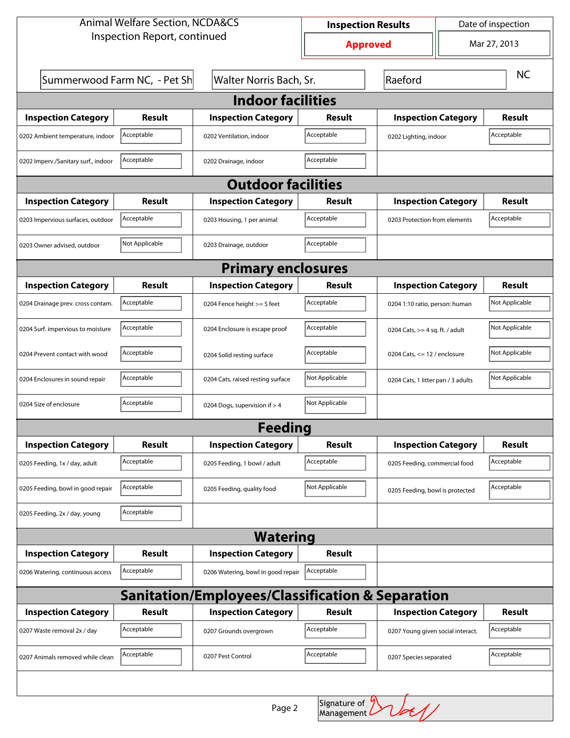Animal Welfare Section, NCDA&CS
Inspection Report, continued

| Inspection Results | Date of inspection |
|---|---|
| **Approved** | Mar 27, 2013 |

Summerwood Farm NC, - Pet Sh | Walter Norris Bach, Sr. | Raeford | NC

## Indoor facilities

| Inspection Category | Result | Inspection Category | Result | Inspection Category | Result |
|---|---|---|---|---|---|
| 0202 Ambient temperature, indoor | Acceptable | 0202 Ventilation, indoor | Acceptable | 0202 Lighting, indoor | Acceptable |
| 0202 Imperv./Sanitary surf., indoor | Acceptable | 0202 Drainage, indoor | Acceptable | | |

## Outdoor facilities

| Inspection Category | Result | Inspection Category | Result | Inspection Category | Result |
|---|---|---|---|---|---|
| 0203 Impervious surfaces, outdoor | Acceptable | 0203 Housing, 1 per animal | Acceptable | 0203 Protection from elements | Acceptable |
| 0203 Owner advised, outdoor | Not Applicable | 0203 Drainage, outdoor | Acceptable | | |

## Primary enclosures

| Inspection Category | Result | Inspection Category | Result | Inspection Category | Result |
|---|---|---|---|---|---|
| 0204 Drainage prev. cross contam. | Acceptable | 0204 Fence height >= 5 feet | Acceptable | 0204 1:10 ratio, person: human | Not Applicable |
| 0204 Surf. impervious to moisture | Acceptable | 0204 Enclosure is escape proof | Acceptable | 0204 Cats, >= 4 sq. ft. / adult | Not Applicable |
| 0204 Prevent contact with wood | Acceptable | 0204 Solid resting surface | Acceptable | 0204 Cats, <= 12 / enclosure | Not Applicable |
| 0204 Enclosures in sound repair | Acceptable | 0204 Cats, raised resting surface | Not Applicable | 0204 Cats, 1 litter pan / 3 adults | Not Applicable |
| 0204 Size of enclosure | Acceptable | 0204 Dogs, supervision if > 4 | Not Applicable | | |

## Feeding

| Inspection Category | Result | Inspection Category | Result | Inspection Category | Result |
|---|---|---|---|---|---|
| 0205 Feeding, 1x / day, adult | Acceptable | 0205 Feeding, 1 bowl / adult | Acceptable | 0205 Feeding, commercial food | Acceptable |
| 0205 Feeding, bowl in good repair | Acceptable | 0205 Feeding, quality food | Not Applicable | 0205 Feeding, bowl is protected | Acceptable |
| 0205 Feeding, 2x / day, young | Acceptable | | | | |

## Watering

| Inspection Category | Result | Inspection Category | Result |
|---|---|---|---|
| 0206 Watering, continuous access | Acceptable | 0206 Watering, bowl in good repair | Acceptable |

## Sanitation/Employees/Classification & Separation

| Inspection Category | Result | Inspection Category | Result | Inspection Category | Result |
|---|---|---|---|---|---|
| 0207 Waste removal 2x / day | Acceptable | 0207 Grounds overgrown | Acceptable | 0207 Young given social interact. | Acceptable |
| 0207 Animals removed while clean | Acceptable | 0207 Pest Control | Acceptable | 0207 Species separated | Acceptable |

Signature of Management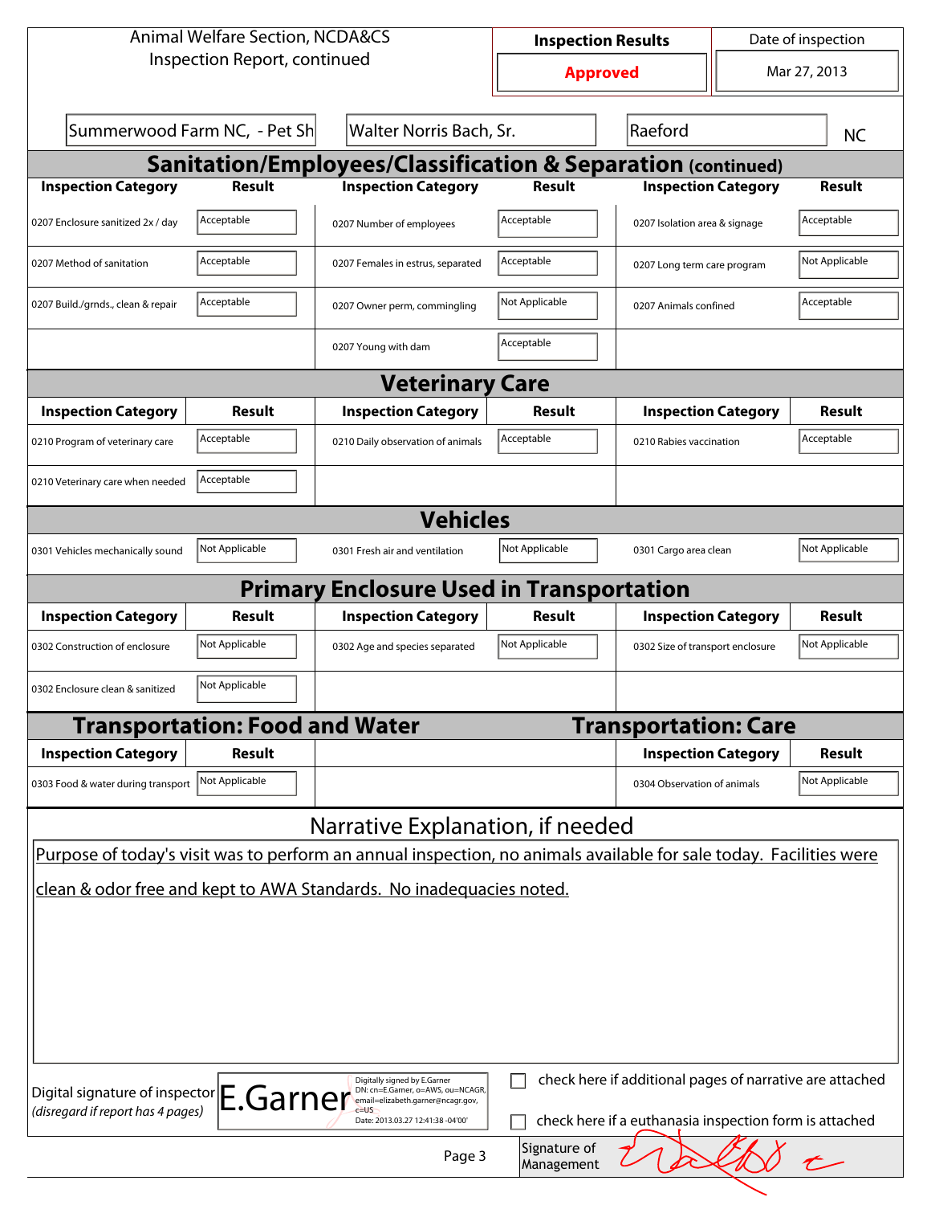Animal Welfare Section, NCDA&CS
Inspection Report, continued

| Inspection Results | Date of inspection |
|---|---|
| **Approved** | Mar 27, 2013 |

Summerwood Farm NC, - Pet Sh | Walter Norris Bach, Sr. | Raeford | NC

## Sanitation/Employees/Classification & Separation (continued)

| Inspection Category | Result | Inspection Category | Result | Inspection Category | Result |
|---|---|---|---|---|---|
| 0207 Enclosure sanitized 2x / day | Acceptable | 0207 Number of employees | Acceptable | 0207 Isolation area & signage | Acceptable |
| 0207 Method of sanitation | Acceptable | 0207 Females in estrus, separated | Acceptable | 0207 Long term care program | Not Applicable |
| 0207 Build./grnds., clean & repair | Acceptable | 0207 Owner perm, commingling | Not Applicable | 0207 Animals confined | Acceptable |
| | | 0207 Young with dam | Acceptable | | |

## Veterinary Care

| Inspection Category | Result | Inspection Category | Result | Inspection Category | Result |
|---|---|---|---|---|---|
| 0210 Program of veterinary care | Acceptable | 0210 Daily observation of animals | Acceptable | 0210 Rabies vaccination | Acceptable |
| 0210 Veterinary care when needed | Acceptable | | | | |

## Vehicles

| Inspection Category | Result | Inspection Category | Result | Inspection Category | Result |
|---|---|---|---|---|---|
| 0301 Vehicles mechanically sound | Not Applicable | 0301 Fresh air and ventilation | Not Applicable | 0301 Cargo area clean | Not Applicable |

## Primary Enclosure Used in Transportation

| Inspection Category | Result | Inspection Category | Result | Inspection Category | Result |
|---|---|---|---|---|---|
| 0302 Construction of enclosure | Not Applicable | 0302 Age and species separated | Not Applicable | 0302 Size of transport enclosure | Not Applicable |
| 0302 Enclosure clean & sanitized | Not Applicable | | | | |

## Transportation: Food and Water

| Inspection Category | Result |
|---|---|
| 0303 Food & water during transport | Not Applicable |

## Transportation: Care

| Inspection Category | Result |
|---|---|
| 0304 Observation of animals | Not Applicable |

## Narrative Explanation, if needed

Purpose of today's visit was to perform an annual inspection, no animals available for sale today. Facilities were clean & odor free and kept to AWA Standards. No inadequacies noted.

Digital signature of inspector
*(disregard if report has 4 pages)*

E.Garner — Digitally signed by E.Garner DN: cn=E.Garner, o=AWS, ou=NCAGR, email=elizabeth.garner@ncagr.gov, c=US Date: 2013.03.27 12:41:38 -04'00'

☐ check here if additional pages of narrative are attached

☐ check here if a euthanasia inspection form is attached

Signature of Management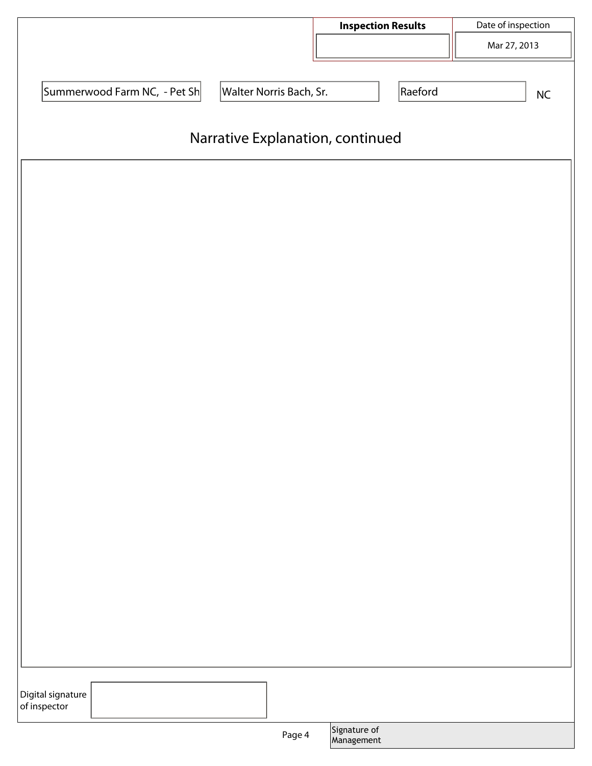| Inspection Results | Date of inspection |
| --- | --- |
| | Mar 27, 2013 |

Summerwood Farm NC, - Pet Sh | Walter Norris Bach, Sr. | Raeford | NC

## Narrative Explanation, continued

Digital signature of inspector

Signature of Management